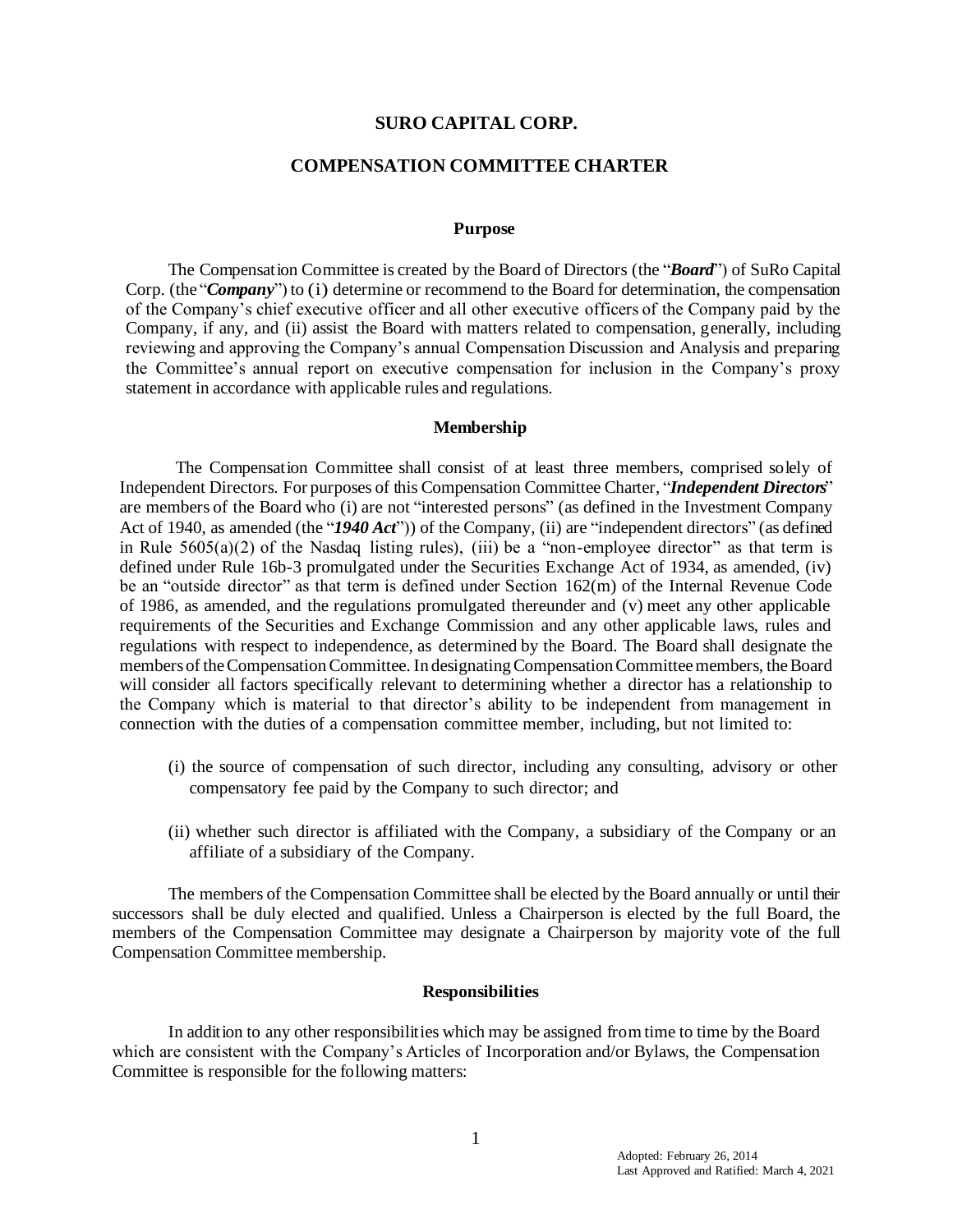# SURO CAPITAL CORP.

## COMPENSATION COMMITTEE CHARTER

### Purpose

The Compensation Committee is created by the Board of Directors (the "***Board***") of SuRo Capital Corp. (the "***Company***") to (i) determine or recommend to the Board for determination, the compensation of the Company's chief executive officer and all other executive officers of the Company paid by the Company, if any, and (ii) assist the Board with matters related to compensation, generally, including reviewing and approving the Company's annual Compensation Discussion and Analysis and preparing the Committee's annual report on executive compensation for inclusion in the Company's proxy statement in accordance with applicable rules and regulations.

### Membership

The Compensation Committee shall consist of at least three members, comprised solely of Independent Directors. For purposes of this Compensation Committee Charter, "***Independent Directors***" are members of the Board who (i) are not "interested persons" (as defined in the Investment Company Act of 1940, as amended (the "***1940 Act***")) of the Company, (ii) are "independent directors" (as defined in Rule 5605(a)(2) of the Nasdaq listing rules), (iii) be a "non-employee director" as that term is defined under Rule 16b-3 promulgated under the Securities Exchange Act of 1934, as amended, (iv) be an "outside director" as that term is defined under Section 162(m) of the Internal Revenue Code of 1986, as amended, and the regulations promulgated thereunder and (v) meet any other applicable requirements of the Securities and Exchange Commission and any other applicable laws, rules and regulations with respect to independence, as determined by the Board. The Board shall designate the members of the Compensation Committee. In designating Compensation Committee members, the Board will consider all factors specifically relevant to determining whether a director has a relationship to the Company which is material to that director's ability to be independent from management in connection with the duties of a compensation committee member, including, but not limited to:

(i) the source of compensation of such director, including any consulting, advisory or other compensatory fee paid by the Company to such director; and

(ii) whether such director is affiliated with the Company, a subsidiary of the Company or an affiliate of a subsidiary of the Company.

The members of the Compensation Committee shall be elected by the Board annually or until their successors shall be duly elected and qualified. Unless a Chairperson is elected by the full Board, the members of the Compensation Committee may designate a Chairperson by majority vote of the full Compensation Committee membership.

### Responsibilities

In addition to any other responsibilities which may be assigned from time to time by the Board which are consistent with the Company's Articles of Incorporation and/or Bylaws, the Compensation Committee is responsible for the following matters:

Adopted: February 26, 2014
Last Approved and Ratified: March 4, 2021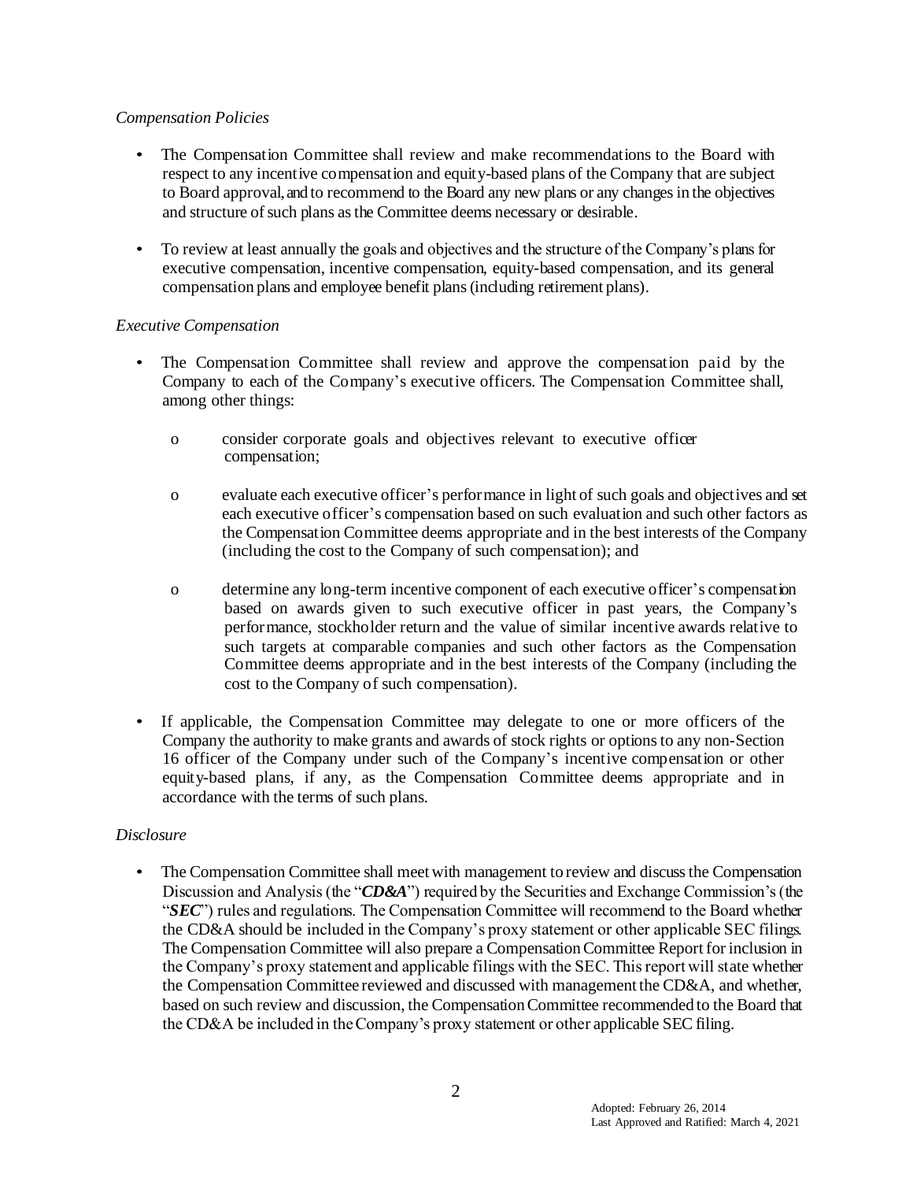*Compensation Policies*

- The Compensation Committee shall review and make recommendations to the Board with respect to any incentive compensation and equity-based plans of the Company that are subject to Board approval, and to recommend to the Board any new plans or any changes in the objectives and structure of such plans as the Committee deems necessary or desirable.

- To review at least annually the goals and objectives and the structure of the Company's plans for executive compensation, incentive compensation, equity-based compensation, and its general compensation plans and employee benefit plans (including retirement plans).

*Executive Compensation*

- The Compensation Committee shall review and approve the compensation paid by the Company to each of the Company's executive officers. The Compensation Committee shall, among other things:

  - consider corporate goals and objectives relevant to executive officer compensation;

  - evaluate each executive officer's performance in light of such goals and objectives and set each executive officer's compensation based on such evaluation and such other factors as the Compensation Committee deems appropriate and in the best interests of the Company (including the cost to the Company of such compensation); and

  - determine any long-term incentive component of each executive officer's compensation based on awards given to such executive officer in past years, the Company's performance, stockholder return and the value of similar incentive awards relative to such targets at comparable companies and such other factors as the Compensation Committee deems appropriate and in the best interests of the Company (including the cost to the Company of such compensation).

- If applicable, the Compensation Committee may delegate to one or more officers of the Company the authority to make grants and awards of stock rights or options to any non-Section 16 officer of the Company under such of the Company's incentive compensation or other equity-based plans, if any, as the Compensation Committee deems appropriate and in accordance with the terms of such plans.

*Disclosure*

- The Compensation Committee shall meet with management to review and discuss the Compensation Discussion and Analysis (the "***CD&A***") required by the Securities and Exchange Commission's (the "***SEC***") rules and regulations. The Compensation Committee will recommend to the Board whether the CD&A should be included in the Company's proxy statement or other applicable SEC filings. The Compensation Committee will also prepare a Compensation Committee Report for inclusion in the Company's proxy statement and applicable filings with the SEC. This report will state whether the Compensation Committee reviewed and discussed with management the CD&A, and whether, based on such review and discussion, the Compensation Committee recommended to the Board that the CD&A be included in the Company's proxy statement or other applicable SEC filing.

Adopted: February 26, 2014
Last Approved and Ratified: March 4, 2021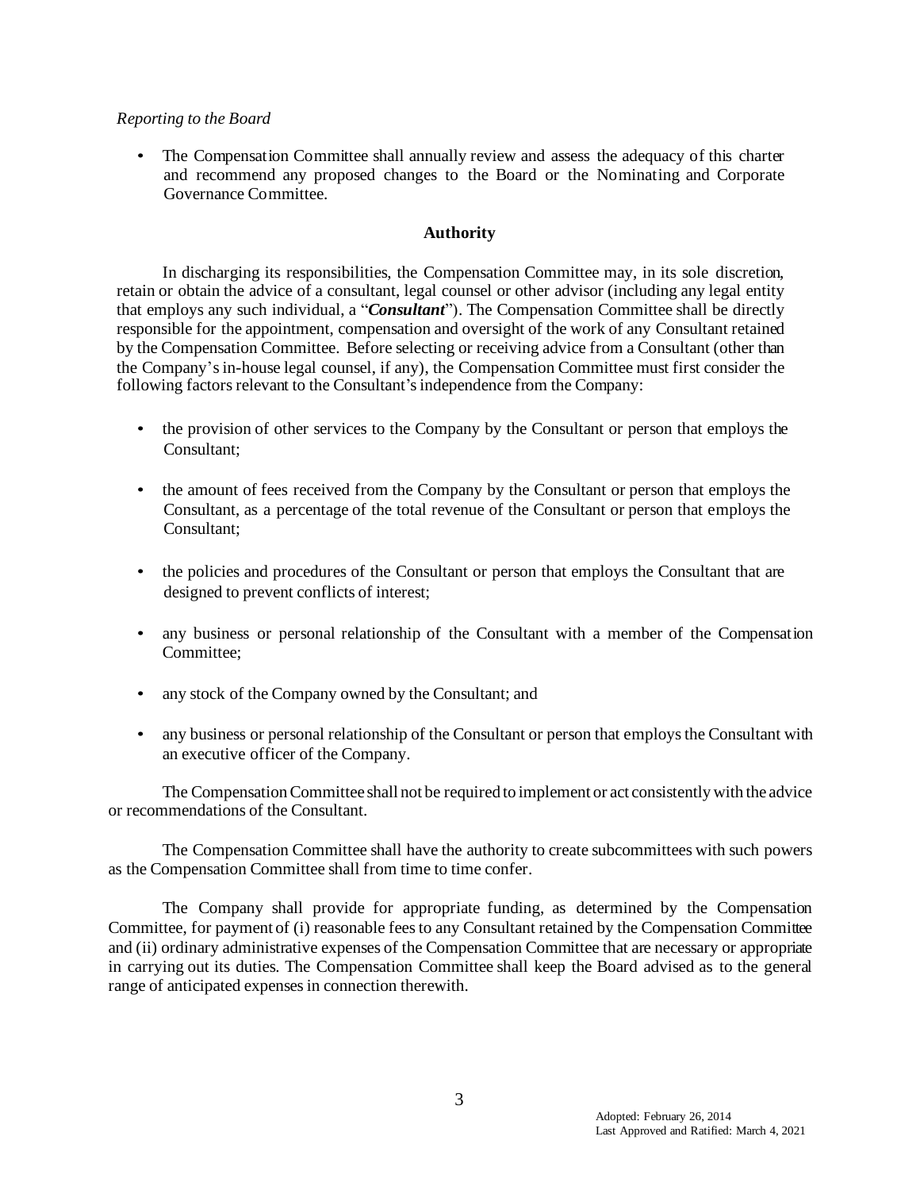*Reporting to the Board*

- The Compensation Committee shall annually review and assess the adequacy of this charter and recommend any proposed changes to the Board or the Nominating and Corporate Governance Committee.

## Authority

In discharging its responsibilities, the Compensation Committee may, in its sole discretion, retain or obtain the advice of a consultant, legal counsel or other advisor (including any legal entity that employs any such individual, a "***Consultant***"). The Compensation Committee shall be directly responsible for the appointment, compensation and oversight of the work of any Consultant retained by the Compensation Committee. Before selecting or receiving advice from a Consultant (other than the Company's in-house legal counsel, if any), the Compensation Committee must first consider the following factors relevant to the Consultant's independence from the Company:

- the provision of other services to the Company by the Consultant or person that employs the Consultant;
- the amount of fees received from the Company by the Consultant or person that employs the Consultant, as a percentage of the total revenue of the Consultant or person that employs the Consultant;
- the policies and procedures of the Consultant or person that employs the Consultant that are designed to prevent conflicts of interest;
- any business or personal relationship of the Consultant with a member of the Compensation Committee;
- any stock of the Company owned by the Consultant; and
- any business or personal relationship of the Consultant or person that employs the Consultant with an executive officer of the Company.

The Compensation Committee shall not be required to implement or act consistently with the advice or recommendations of the Consultant.

The Compensation Committee shall have the authority to create subcommittees with such powers as the Compensation Committee shall from time to time confer.

The Company shall provide for appropriate funding, as determined by the Compensation Committee, for payment of (i) reasonable fees to any Consultant retained by the Compensation Committee and (ii) ordinary administrative expenses of the Compensation Committee that are necessary or appropriate in carrying out its duties. The Compensation Committee shall keep the Board advised as to the general range of anticipated expenses in connection therewith.

Adopted: February 26, 2014
Last Approved and Ratified: March 4, 2021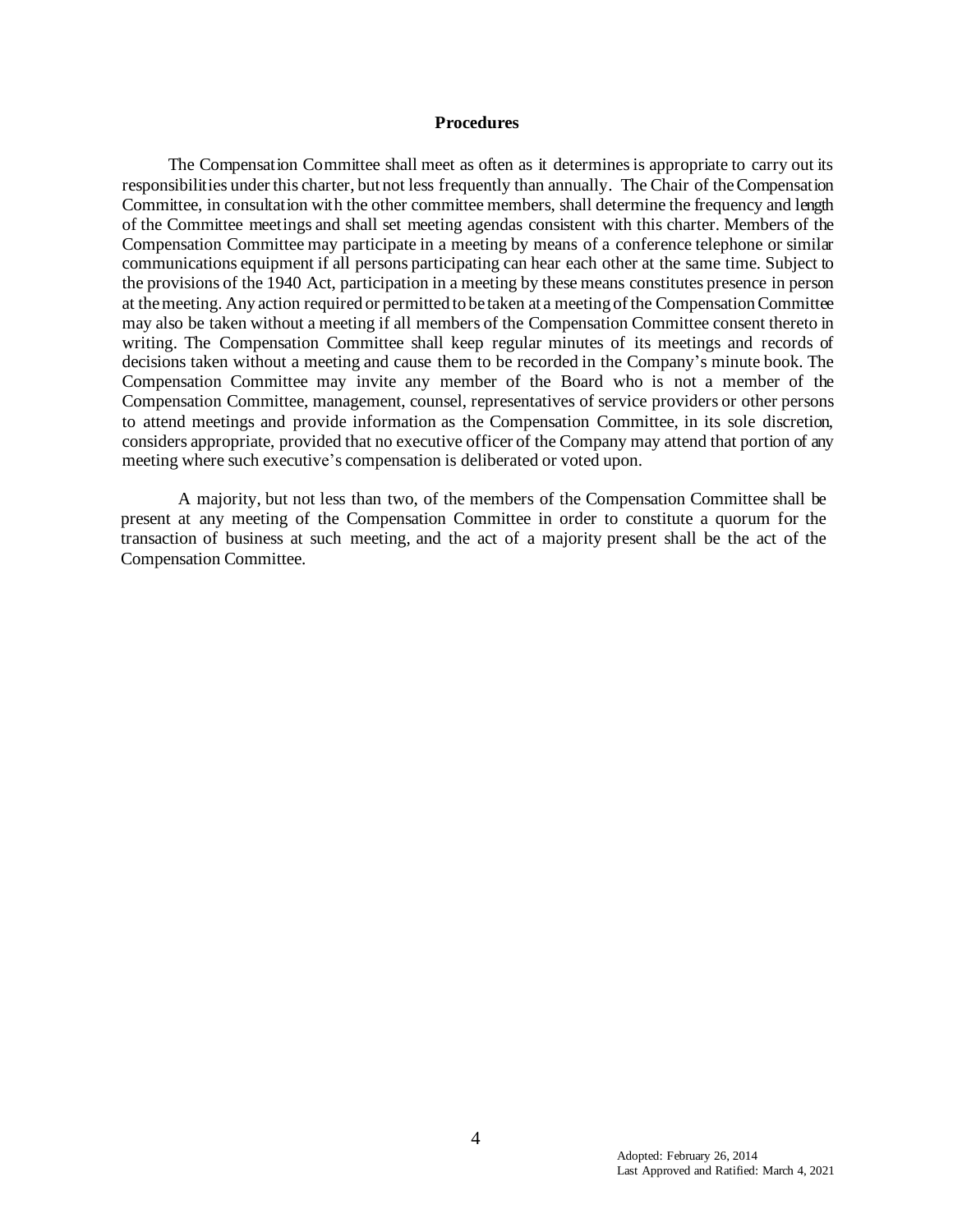## Procedures

The Compensation Committee shall meet as often as it determines is appropriate to carry out its responsibilities under this charter, but not less frequently than annually. The Chair of the Compensation Committee, in consultation with the other committee members, shall determine the frequency and length of the Committee meetings and shall set meeting agendas consistent with this charter. Members of the Compensation Committee may participate in a meeting by means of a conference telephone or similar communications equipment if all persons participating can hear each other at the same time. Subject to the provisions of the 1940 Act, participation in a meeting by these means constitutes presence in person at the meeting. Any action required or permitted to be taken at a meeting of the Compensation Committee may also be taken without a meeting if all members of the Compensation Committee consent thereto in writing. The Compensation Committee shall keep regular minutes of its meetings and records of decisions taken without a meeting and cause them to be recorded in the Company's minute book. The Compensation Committee may invite any member of the Board who is not a member of the Compensation Committee, management, counsel, representatives of service providers or other persons to attend meetings and provide information as the Compensation Committee, in its sole discretion, considers appropriate, provided that no executive officer of the Company may attend that portion of any meeting where such executive's compensation is deliberated or voted upon.

A majority, but not less than two, of the members of the Compensation Committee shall be present at any meeting of the Compensation Committee in order to constitute a quorum for the transaction of business at such meeting, and the act of a majority present shall be the act of the Compensation Committee.

Adopted: February 26, 2014
Last Approved and Ratified: March 4, 2021